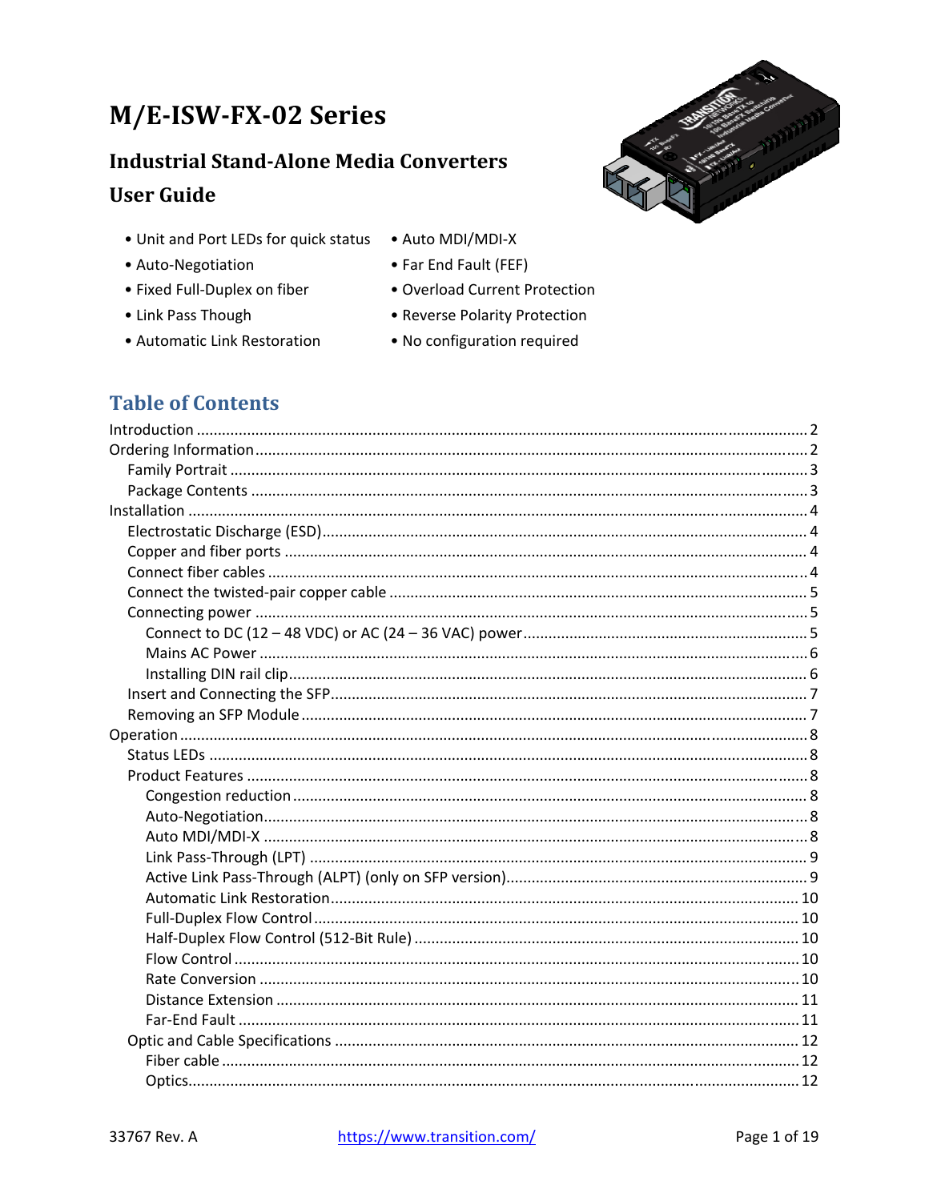# M/E-ISW-FX-02 Series

## Industrial Stand-Alone Media Converters

## User Guide

- Unit and Port LEDs for quick status
- Auto-Negotiation
- Fixed Full-Duplex on fiber
- Link Pass Though
- Automatic Link Restoration
- Auto MDI/MDI-X
- Far End Fault (FEF)
- Overload Current Protection
- Reverse Polarity Protection
- No configuration required

## Table of Contents

Introduction .......... 2
Ordering Information .......... 2
  Family Portrait .......... 3
  Package Contents .......... 3
Installation .......... 4
  Electrostatic Discharge (ESD) .......... 4
  Copper and fiber ports .......... 4
  Connect fiber cables .......... 4
  Connect the twisted-pair copper cable .......... 5
  Connecting power .......... 5
    Connect to DC (12 – 48 VDC) or AC (24 – 36 VAC) power .......... 5
    Mains AC Power .......... 6
    Installing DIN rail clip .......... 6
  Insert and Connecting the SFP .......... 7
  Removing an SFP Module .......... 7
Operation .......... 8
  Status LEDs .......... 8
  Product Features .......... 8
    Congestion reduction .......... 8
    Auto-Negotiation .......... 8
    Auto MDI/MDI-X .......... 8
    Link Pass-Through (LPT) .......... 9
    Active Link Pass-Through (ALPT) (only on SFP version) .......... 9
    Automatic Link Restoration .......... 10
    Full-Duplex Flow Control .......... 10
    Half-Duplex Flow Control (512-Bit Rule) .......... 10
    Flow Control .......... 10
    Rate Conversion .......... 10
    Distance Extension .......... 11
    Far-End Fault .......... 11
  Optic and Cable Specifications .......... 12
    Fiber cable .......... 12
    Optics .......... 12

33767 Rev. A https://www.transition.com/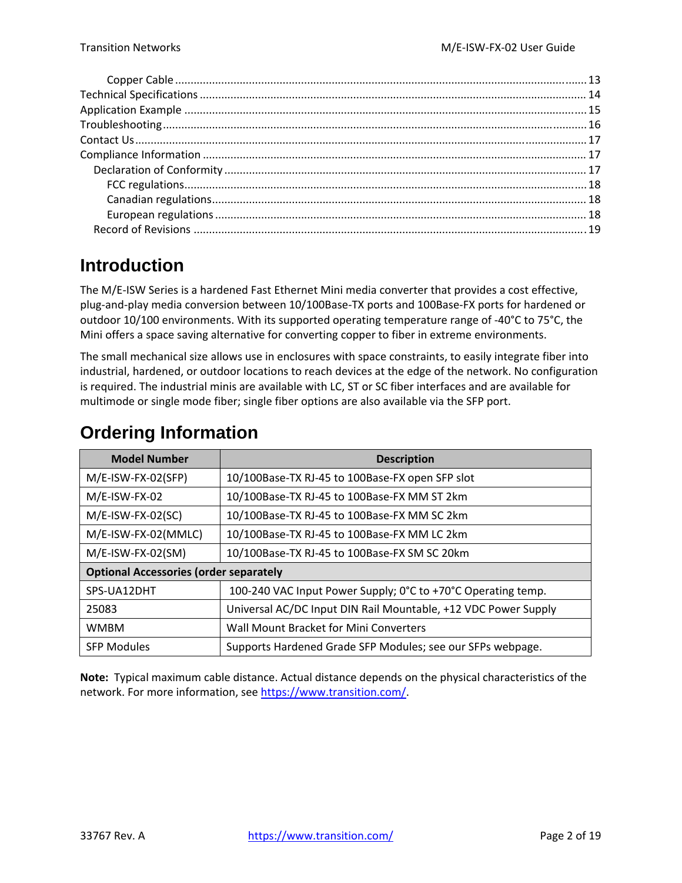Copper Cable .................................................................................................................................... 13
Technical Specifications ............................................................................................................................. 14
Application Example .................................................................................................................................. 15
Troubleshooting ......................................................................................................................................... 16
Contact Us ................................................................................................................................................. 17
Compliance Information ............................................................................................................................ 17
Declaration of Conformity ..................................................................................................................... 17
FCC regulations ................................................................................................................................. 18
Canadian regulations ......................................................................................................................... 18
European regulations ........................................................................................................................ 18
Record of Revisions .............................................................................................................................. 19

# Introduction

The M/E-ISW Series is a hardened Fast Ethernet Mini media converter that provides a cost effective, plug-and-play media conversion between 10/100Base-TX ports and 100Base-FX ports for hardened or outdoor 10/100 environments. With its supported operating temperature range of -40°C to 75°C, the Mini offers a space saving alternative for converting copper to fiber in extreme environments.

The small mechanical size allows use in enclosures with space constraints, to easily integrate fiber into industrial, hardened, or outdoor locations to reach devices at the edge of the network. No configuration is required. The industrial minis are available with LC, ST or SC fiber interfaces and are available for multimode or single mode fiber; single fiber options are also available via the SFP port.

# Ordering Information

| Model Number | Description |
|---|---|
| M/E-ISW-FX-02(SFP) | 10/100Base-TX RJ-45 to 100Base-FX open SFP slot |
| M/E-ISW-FX-02 | 10/100Base-TX RJ-45 to 100Base-FX MM ST 2km |
| M/E-ISW-FX-02(SC) | 10/100Base-TX RJ-45 to 100Base-FX MM SC 2km |
| M/E-ISW-FX-02(MMLC) | 10/100Base-TX RJ-45 to 100Base-FX MM LC 2km |
| M/E-ISW-FX-02(SM) | 10/100Base-TX RJ-45 to 100Base-FX SM SC 20km |
| **Optional Accessories (order separately** | |
| SPS-UA12DHT | 100-240 VAC Input Power Supply; 0°C to +70°C Operating temp. |
| 25083 | Universal AC/DC Input DIN Rail Mountable, +12 VDC Power Supply |
| WMBM | Wall Mount Bracket for Mini Converters |
| SFP Modules | Supports Hardened Grade SFP Modules; see our SFPs webpage. |

**Note:** Typical maximum cable distance. Actual distance depends on the physical characteristics of the network. For more information, see https://www.transition.com/.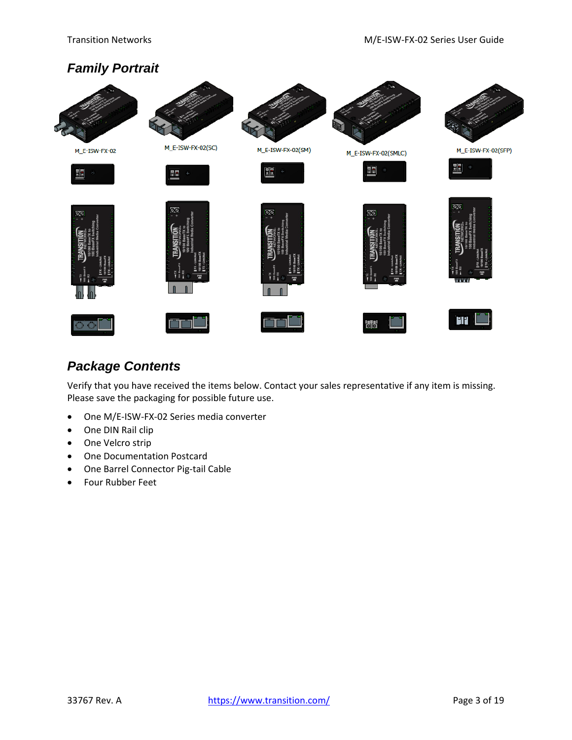## Family Portrait

M_E-ISW-FX-02

M_E-ISW-FX-02(SC)

M_E-ISW-FX-02(SM)

M_E-ISW-FX-02(SMLC)

M_E-ISW-FX-02(SFP)

## Package Contents

Verify that you have received the items below. Contact your sales representative if any item is missing. Please save the packaging for possible future use.

- One M/E-ISW-FX-02 Series media converter
- One DIN Rail clip
- One Velcro strip
- One Documentation Postcard
- One Barrel Connector Pig-tail Cable
- Four Rubber Feet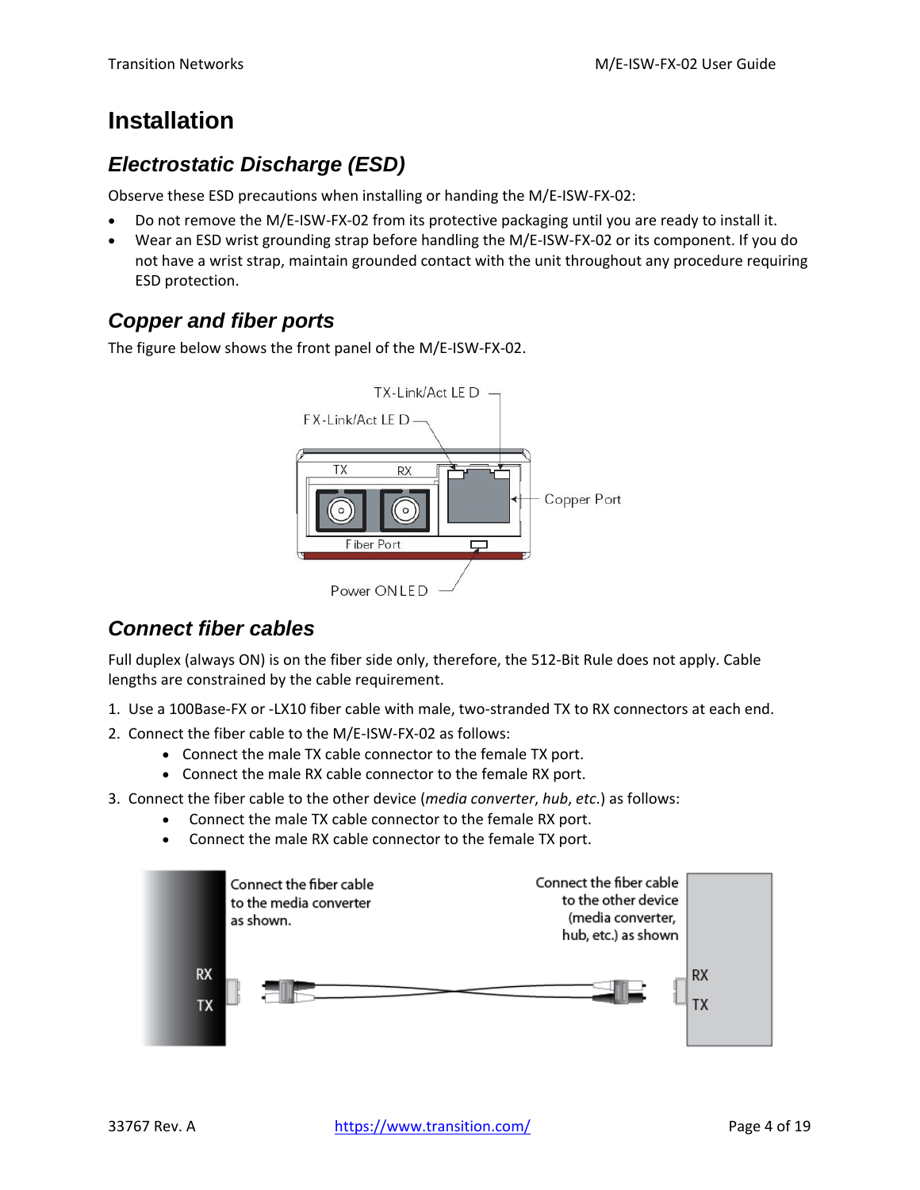# Installation

## Electrostatic Discharge (ESD)

Observe these ESD precautions when installing or handing the M/E-ISW-FX-02:

- Do not remove the M/E-ISW-FX-02 from its protective packaging until you are ready to install it.
- Wear an ESD wrist grounding strap before handling the M/E-ISW-FX-02 or its component. If you do not have a wrist strap, maintain grounded contact with the unit throughout any procedure requiring ESD protection.

## Copper and fiber ports

The figure below shows the front panel of the M/E-ISW-FX-02.

TX-Link/Act LED
FX-Link/Act LED
TX
RX
Copper Port
Fiber Port
Power ON LED

## Connect fiber cables

Full duplex (always ON) is on the fiber side only, therefore, the 512-Bit Rule does not apply. Cable lengths are constrained by the cable requirement.

1. Use a 100Base-FX or -LX10 fiber cable with male, two-stranded TX to RX connectors at each end.
2. Connect the fiber cable to the M/E-ISW-FX-02 as follows:
   - Connect the male TX cable connector to the female TX port.
   - Connect the male RX cable connector to the female RX port.
3. Connect the fiber cable to the other device (*media converter*, *hub*, *etc*.) as follows:
   - Connect the male TX cable connector to the female RX port.
   - Connect the male RX cable connector to the female TX port.

Connect the fiber cable to the media converter as shown.
RX
TX
Connect the fiber cable to the other device (media converter, hub, etc.) as shown
RX
TX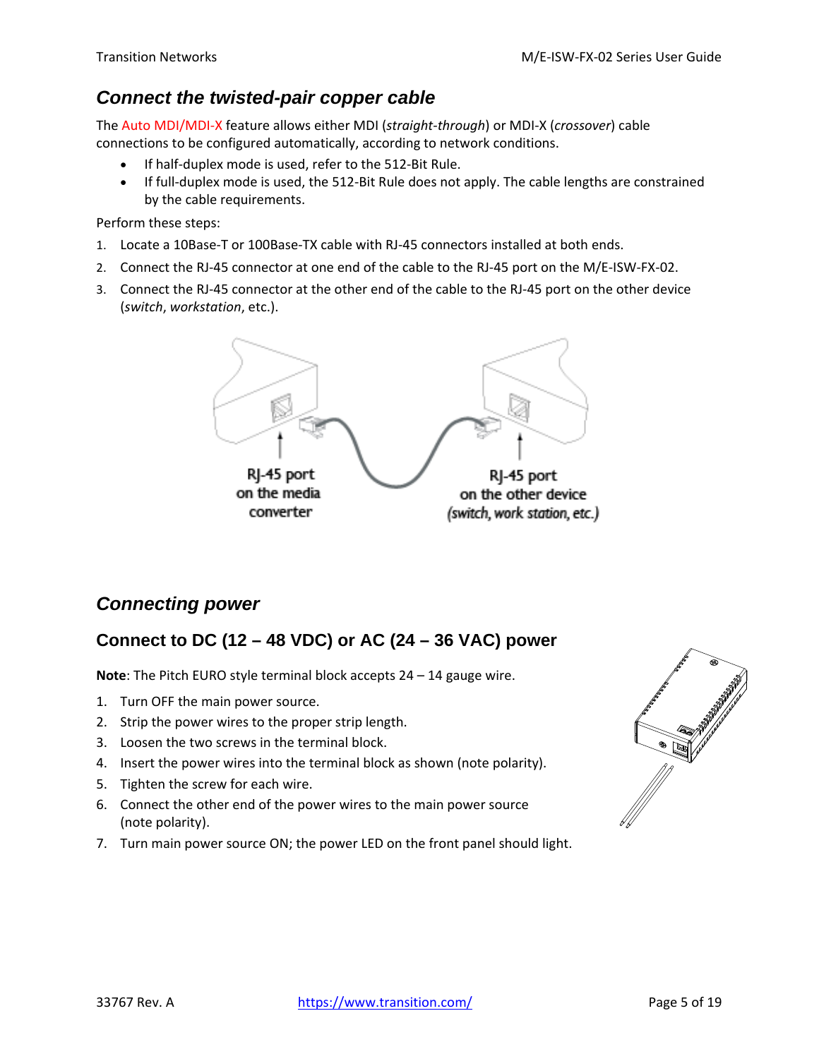## Connect the twisted-pair copper cable

The Auto MDI/MDI-X feature allows either MDI (*straight-through*) or MDI-X (*crossover*) cable connections to be configured automatically, according to network conditions.

- If half-duplex mode is used, refer to the 512-Bit Rule.
- If full-duplex mode is used, the 512-Bit Rule does not apply. The cable lengths are constrained by the cable requirements.

Perform these steps:

1. Locate a 10Base-T or 100Base-TX cable with RJ-45 connectors installed at both ends.
2. Connect the RJ-45 connector at one end of the cable to the RJ-45 port on the M/E-ISW-FX-02.
3. Connect the RJ-45 connector at the other end of the cable to the RJ-45 port on the other device (*switch*, *workstation*, etc.).

RJ-45 port on the media converter

RJ-45 port on the other device (switch, work station, etc.)

## Connecting power

### Connect to DC (12 – 48 VDC) or AC (24 – 36 VAC) power

**Note**: The Pitch EURO style terminal block accepts 24 – 14 gauge wire.

1. Turn OFF the main power source.
2. Strip the power wires to the proper strip length.
3. Loosen the two screws in the terminal block.
4. Insert the power wires into the terminal block as shown (note polarity).
5. Tighten the screw for each wire.
6. Connect the other end of the power wires to the main power source (note polarity).
7. Turn main power source ON; the power LED on the front panel should light.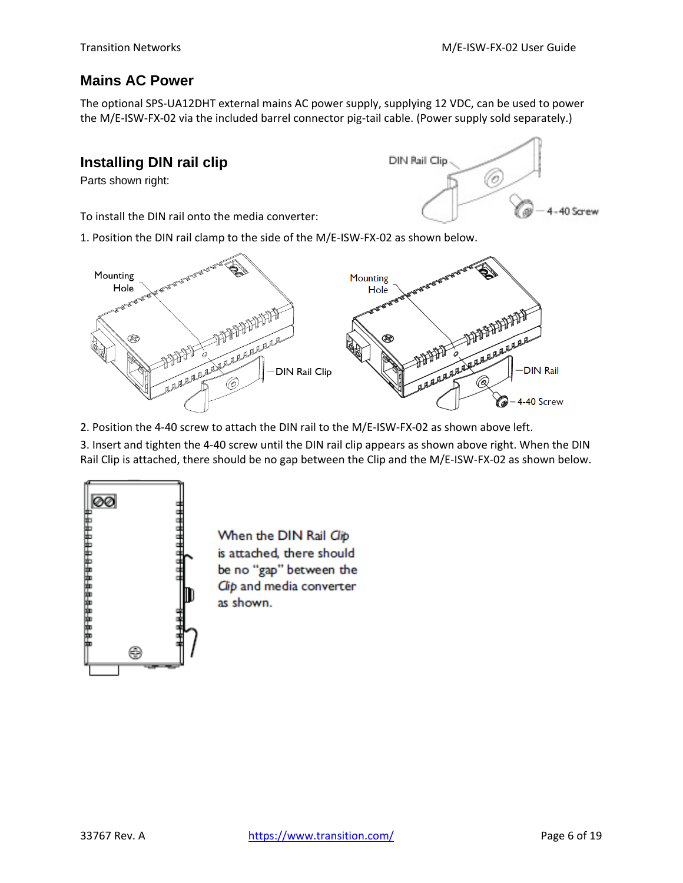## Mains AC Power

The optional SPS-UA12DHT external mains AC power supply, supplying 12 VDC, can be used to power the M/E-ISW-FX-02 via the included barrel connector pig-tail cable. (Power supply sold separately.)

## Installing DIN rail clip

Parts shown right:

To install the DIN rail onto the media converter:

1. Position the DIN rail clamp to the side of the M/E-ISW-FX-02 as shown below.

2. Position the 4-40 screw to attach the DIN rail to the M/E-ISW-FX-02 as shown above left.

3. Insert and tighten the 4-40 screw until the DIN rail clip appears as shown above right. When the DIN Rail Clip is attached, there should be no gap between the Clip and the M/E-ISW-FX-02 as shown below.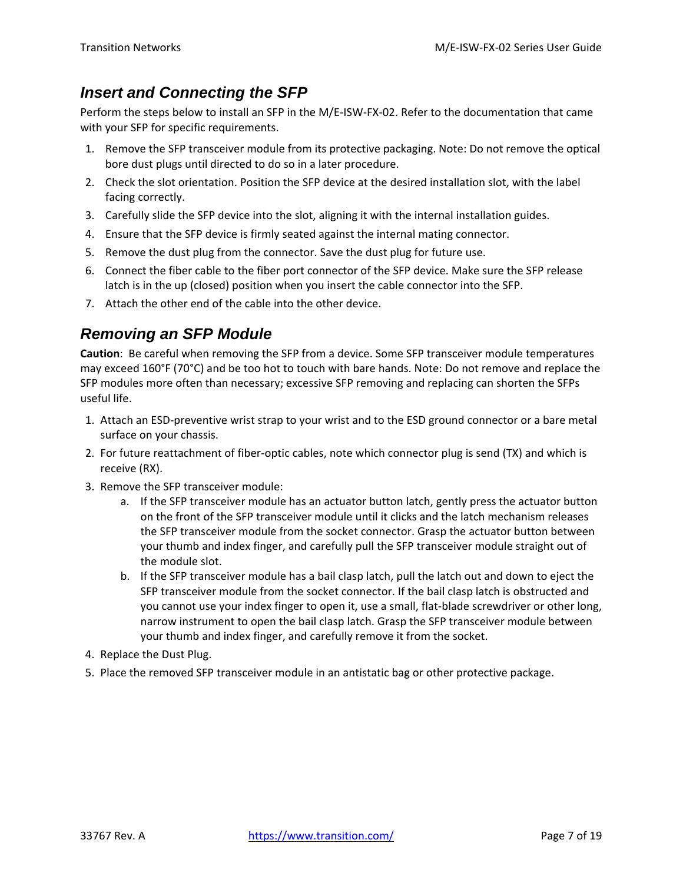## *Insert and Connecting the SFP*

Perform the steps below to install an SFP in the M/E-ISW-FX-02. Refer to the documentation that came with your SFP for specific requirements.

1. Remove the SFP transceiver module from its protective packaging. Note: Do not remove the optical bore dust plugs until directed to do so in a later procedure.
2. Check the slot orientation. Position the SFP device at the desired installation slot, with the label facing correctly.
3. Carefully slide the SFP device into the slot, aligning it with the internal installation guides.
4. Ensure that the SFP device is firmly seated against the internal mating connector.
5. Remove the dust plug from the connector. Save the dust plug for future use.
6. Connect the fiber cable to the fiber port connector of the SFP device. Make sure the SFP release latch is in the up (closed) position when you insert the cable connector into the SFP.
7. Attach the other end of the cable into the other device.

## *Removing an SFP Module*

**Caution**: Be careful when removing the SFP from a device. Some SFP transceiver module temperatures may exceed 160°F (70°C) and be too hot to touch with bare hands. Note: Do not remove and replace the SFP modules more often than necessary; excessive SFP removing and replacing can shorten the SFPs useful life.

1. Attach an ESD-preventive wrist strap to your wrist and to the ESD ground connector or a bare metal surface on your chassis.
2. For future reattachment of fiber-optic cables, note which connector plug is send (TX) and which is receive (RX).
3. Remove the SFP transceiver module:
   a. If the SFP transceiver module has an actuator button latch, gently press the actuator button on the front of the SFP transceiver module until it clicks and the latch mechanism releases the SFP transceiver module from the socket connector. Grasp the actuator button between your thumb and index finger, and carefully pull the SFP transceiver module straight out of the module slot.
   b. If the SFP transceiver module has a bail clasp latch, pull the latch out and down to eject the SFP transceiver module from the socket connector. If the bail clasp latch is obstructed and you cannot use your index finger to open it, use a small, flat-blade screwdriver or other long, narrow instrument to open the bail clasp latch. Grasp the SFP transceiver module between your thumb and index finger, and carefully remove it from the socket.
4. Replace the Dust Plug.
5. Place the removed SFP transceiver module in an antistatic bag or other protective package.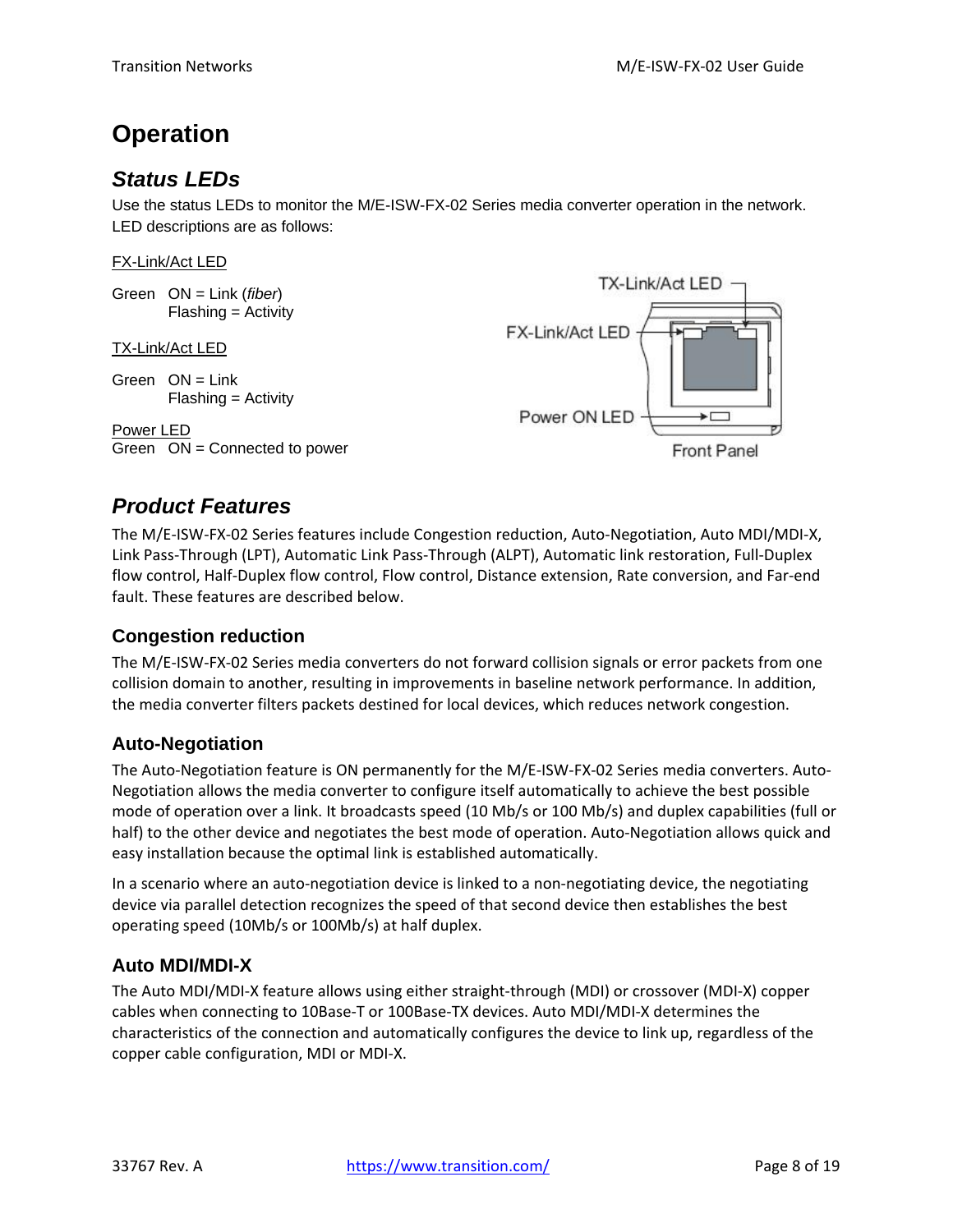# Operation

## *Status LEDs*

Use the status LEDs to monitor the M/E-ISW-FX-02 Series media converter operation in the network. LED descriptions are as follows:

FX-Link/Act LED

Green ON = Link (*fiber*)
Flashing = Activity

TX-Link/Act LED

Green ON = Link
Flashing = Activity

Power LED
Green ON = Connected to power

TX-Link/Act LED

FX-Link/Act LED

Power ON LED

Front Panel

## *Product Features*

The M/E-ISW-FX-02 Series features include Congestion reduction, Auto-Negotiation, Auto MDI/MDI-X, Link Pass-Through (LPT), Automatic Link Pass-Through (ALPT), Automatic link restoration, Full-Duplex flow control, Half-Duplex flow control, Flow control, Distance extension, Rate conversion, and Far-end fault. These features are described below.

### Congestion reduction

The M/E-ISW-FX-02 Series media converters do not forward collision signals or error packets from one collision domain to another, resulting in improvements in baseline network performance. In addition, the media converter filters packets destined for local devices, which reduces network congestion.

### Auto-Negotiation

The Auto-Negotiation feature is ON permanently for the M/E-ISW-FX-02 Series media converters. Auto-Negotiation allows the media converter to configure itself automatically to achieve the best possible mode of operation over a link. It broadcasts speed (10 Mb/s or 100 Mb/s) and duplex capabilities (full or half) to the other device and negotiates the best mode of operation. Auto-Negotiation allows quick and easy installation because the optimal link is established automatically.

In a scenario where an auto-negotiation device is linked to a non-negotiating device, the negotiating device via parallel detection recognizes the speed of that second device then establishes the best operating speed (10Mb/s or 100Mb/s) at half duplex.

### Auto MDI/MDI-X

The Auto MDI/MDI-X feature allows using either straight-through (MDI) or crossover (MDI-X) copper cables when connecting to 10Base-T or 100Base-TX devices. Auto MDI/MDI-X determines the characteristics of the connection and automatically configures the device to link up, regardless of the copper cable configuration, MDI or MDI-X.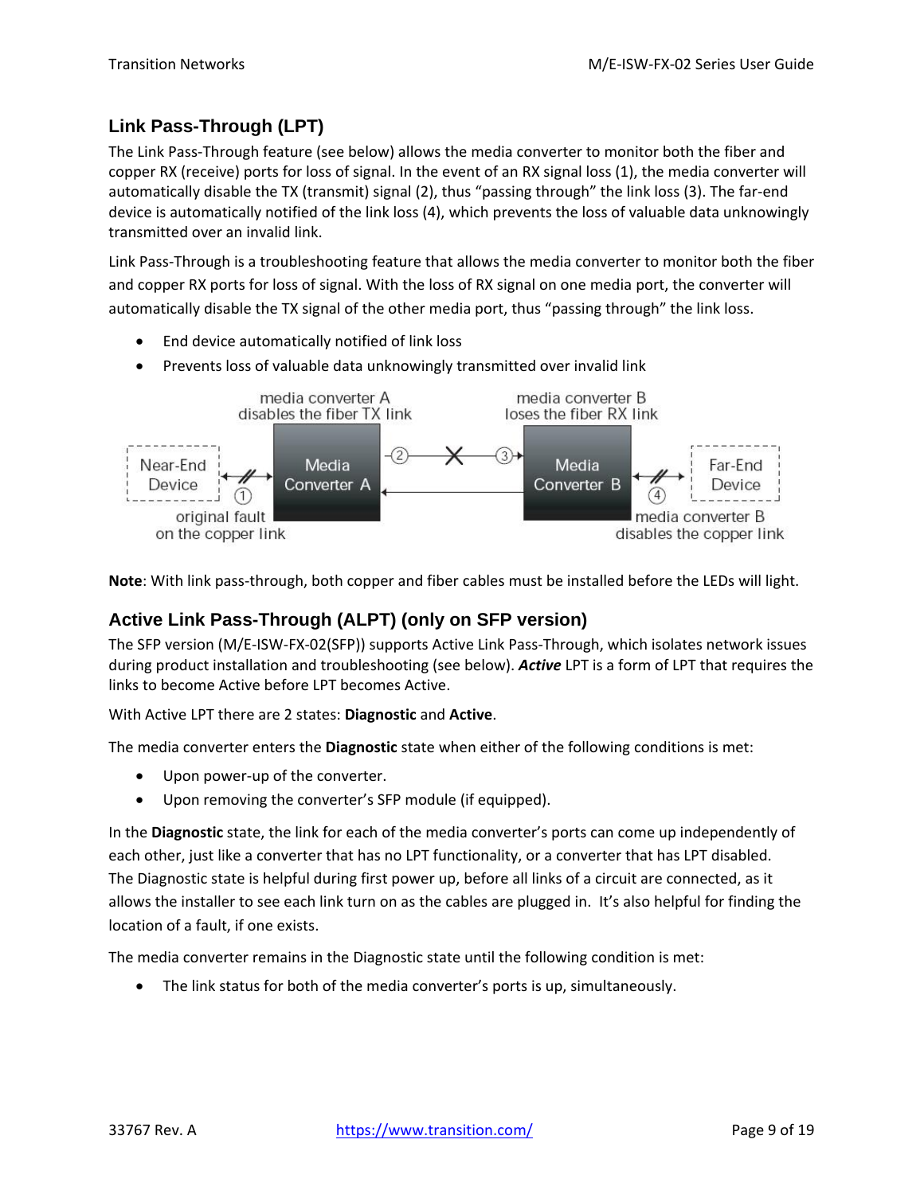## Link Pass-Through (LPT)

The Link Pass-Through feature (see below) allows the media converter to monitor both the fiber and copper RX (receive) ports for loss of signal. In the event of an RX signal loss (1), the media converter will automatically disable the TX (transmit) signal (2), thus "passing through" the link loss (3). The far-end device is automatically notified of the link loss (4), which prevents the loss of valuable data unknowingly transmitted over an invalid link.

Link Pass-Through is a troubleshooting feature that allows the media converter to monitor both the fiber and copper RX ports for loss of signal. With the loss of RX signal on one media port, the converter will automatically disable the TX signal of the other media port, thus "passing through" the link loss.

- End device automatically notified of link loss
- Prevents loss of valuable data unknowingly transmitted over invalid link

media converter A disables the fiber TX link

media converter B loses the fiber RX link

Near-End Device

Media Converter A

Media Converter B

Far-End Device

① ② ③ ④

original fault on the copper link

media converter B disables the copper link

**Note**: With link pass-through, both copper and fiber cables must be installed before the LEDs will light.

## Active Link Pass-Through (ALPT) (only on SFP version)

The SFP version (M/E-ISW-FX-02(SFP)) supports Active Link Pass-Through, which isolates network issues during product installation and troubleshooting (see below). ***Active*** LPT is a form of LPT that requires the links to become Active before LPT becomes Active.

With Active LPT there are 2 states: **Diagnostic** and **Active**.

The media converter enters the **Diagnostic** state when either of the following conditions is met:

- Upon power-up of the converter.
- Upon removing the converter's SFP module (if equipped).

In the **Diagnostic** state, the link for each of the media converter's ports can come up independently of each other, just like a converter that has no LPT functionality, or a converter that has LPT disabled. The Diagnostic state is helpful during first power up, before all links of a circuit are connected, as it allows the installer to see each link turn on as the cables are plugged in. It's also helpful for finding the location of a fault, if one exists.

The media converter remains in the Diagnostic state until the following condition is met:

- The link status for both of the media converter's ports is up, simultaneously.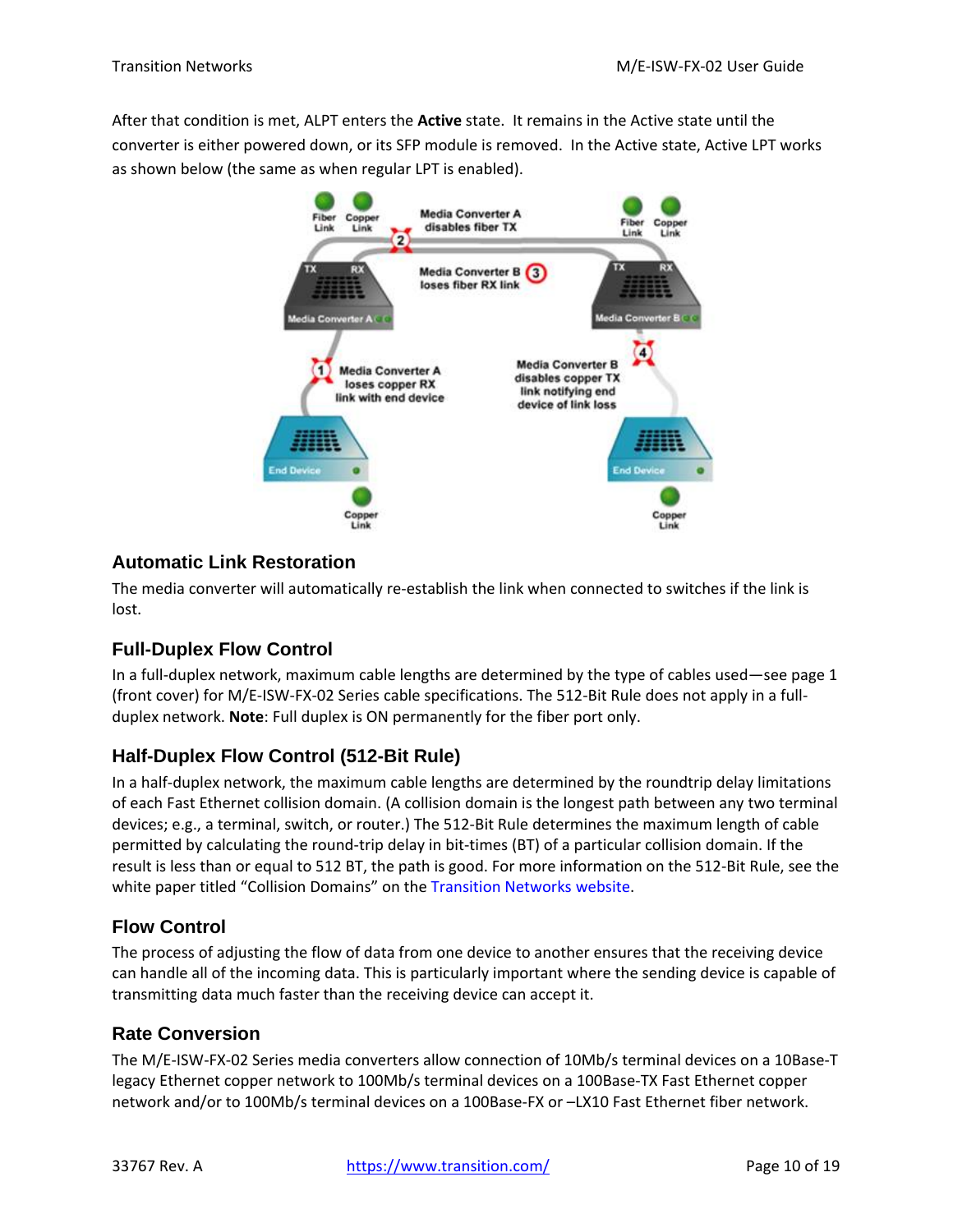After that condition is met, ALPT enters the **Active** state. It remains in the Active state until the converter is either powered down, or its SFP module is removed. In the Active state, Active LPT works as shown below (the same as when regular LPT is enabled).

Fiber Link
Copper Link
2 Media Converter A disables fiber TX
Fiber Link
Copper Link
TX RX
Media Converter B 3 loses fiber RX link
TX RX
Media Converter A
Media Converter B
1 Media Converter A loses copper RX link with end device
Media Converter B disables copper TX link notifying end device of link loss 4
End Device
End Device
Copper Link
Copper Link

## Automatic Link Restoration

The media converter will automatically re-establish the link when connected to switches if the link is lost.

## Full-Duplex Flow Control

In a full-duplex network, maximum cable lengths are determined by the type of cables used—see page 1 (front cover) for M/E-ISW-FX-02 Series cable specifications. The 512-Bit Rule does not apply in a full-duplex network. **Note**: Full duplex is ON permanently for the fiber port only.

## Half-Duplex Flow Control (512-Bit Rule)

In a half-duplex network, the maximum cable lengths are determined by the roundtrip delay limitations of each Fast Ethernet collision domain. (A collision domain is the longest path between any two terminal devices; e.g., a terminal, switch, or router.) The 512-Bit Rule determines the maximum length of cable permitted by calculating the round-trip delay in bit-times (BT) of a particular collision domain. If the result is less than or equal to 512 BT, the path is good. For more information on the 512-Bit Rule, see the white paper titled "Collision Domains" on the Transition Networks website.

## Flow Control

The process of adjusting the flow of data from one device to another ensures that the receiving device can handle all of the incoming data. This is particularly important where the sending device is capable of transmitting data much faster than the receiving device can accept it.

## Rate Conversion

The M/E-ISW-FX-02 Series media converters allow connection of 10Mb/s terminal devices on a 10Base-T legacy Ethernet copper network to 100Mb/s terminal devices on a 100Base-TX Fast Ethernet copper network and/or to 100Mb/s terminal devices on a 100Base-FX or –LX10 Fast Ethernet fiber network.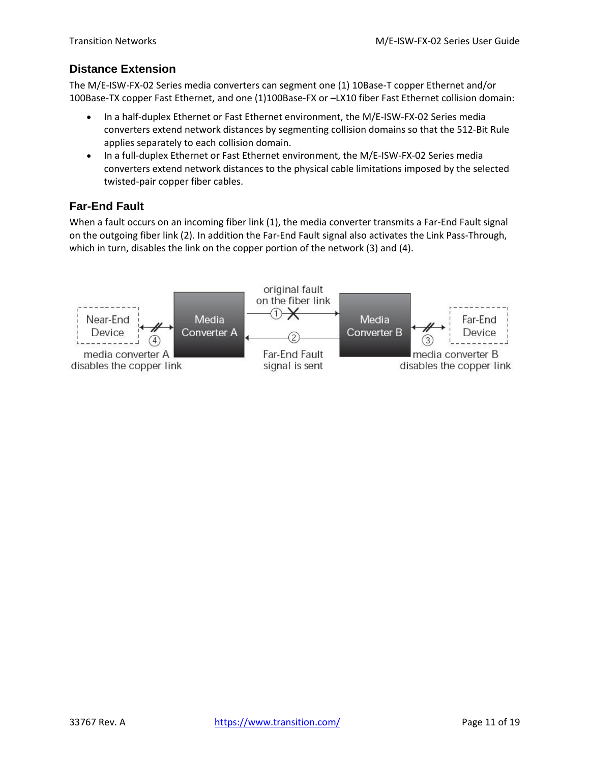## Distance Extension

The M/E-ISW-FX-02 Series media converters can segment one (1) 10Base-T copper Ethernet and/or 100Base-TX copper Fast Ethernet, and one (1)100Base-FX or –LX10 fiber Fast Ethernet collision domain:

- In a half-duplex Ethernet or Fast Ethernet environment, the M/E-ISW-FX-02 Series media converters extend network distances by segmenting collision domains so that the 512-Bit Rule applies separately to each collision domain.
- In a full-duplex Ethernet or Fast Ethernet environment, the M/E-ISW-FX-02 Series media converters extend network distances to the physical cable limitations imposed by the selected twisted-pair copper fiber cables.

## Far-End Fault

When a fault occurs on an incoming fiber link (1), the media converter transmits a Far-End Fault signal on the outgoing fiber link (2). In addition the Far-End Fault signal also activates the Link Pass-Through, which in turn, disables the link on the copper portion of the network (3) and (4).

Near-End Device

Media Converter A

original fault on the fiber link

① ② ③ ④

Media Converter B

Far-End Device

media converter A disables the copper link

Far-End Fault signal is sent

media converter B disables the copper link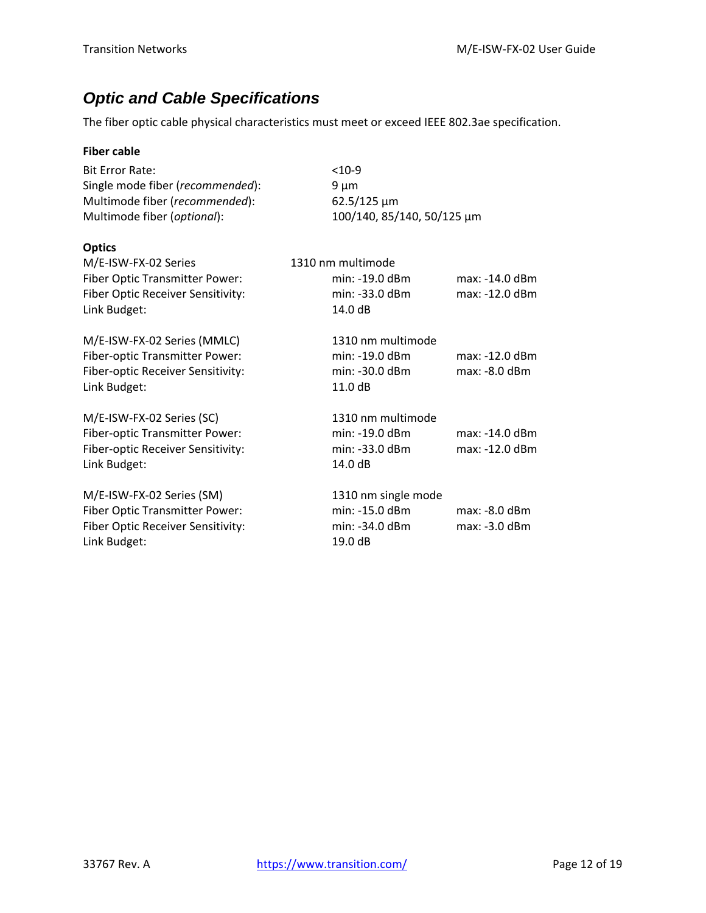## *Optic and Cable Specifications*

The fiber optic cable physical characteristics must meet or exceed IEEE 802.3ae specification.

**Fiber cable**

| | |
|---|---|
| Bit Error Rate: | <10-9 |
| Single mode fiber (*recommended*): | 9 µm |
| Multimode fiber (*recommended*): | 62.5/125 µm |
| Multimode fiber (*optional*): | 100/140, 85/140, 50/125 µm |

**Optics**

| | | |
|---|---|---|
| M/E-ISW-FX-02 Series | 1310 nm multimode | |
| Fiber Optic Transmitter Power: | min: -19.0 dBm | max: -14.0 dBm |
| Fiber Optic Receiver Sensitivity: | min: -33.0 dBm | max: -12.0 dBm |
| Link Budget: | 14.0 dB | |

| | | |
|---|---|---|
| M/E-ISW-FX-02 Series (MMLC) | 1310 nm multimode | |
| Fiber-optic Transmitter Power: | min: -19.0 dBm | max: -12.0 dBm |
| Fiber-optic Receiver Sensitivity: | min: -30.0 dBm | max: -8.0 dBm |
| Link Budget: | 11.0 dB | |

| | | |
|---|---|---|
| M/E-ISW-FX-02 Series (SC) | 1310 nm multimode | |
| Fiber-optic Transmitter Power: | min: -19.0 dBm | max: -14.0 dBm |
| Fiber-optic Receiver Sensitivity: | min: -33.0 dBm | max: -12.0 dBm |
| Link Budget: | 14.0 dB | |

| | | |
|---|---|---|
| M/E-ISW-FX-02 Series (SM) | 1310 nm single mode | |
| Fiber Optic Transmitter Power: | min: -15.0 dBm | max: -8.0 dBm |
| Fiber Optic Receiver Sensitivity: | min: -34.0 dBm | max: -3.0 dBm |
| Link Budget: | 19.0 dB | |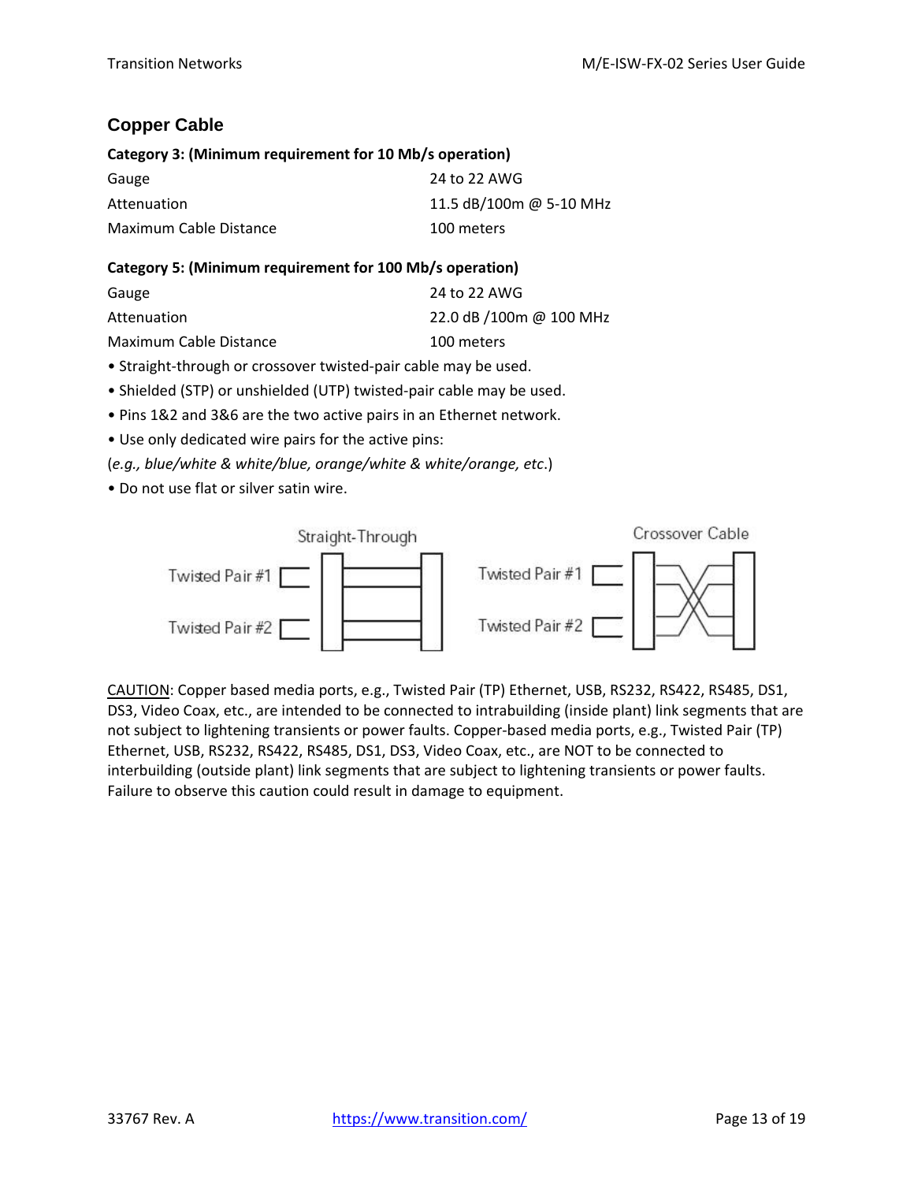## Copper Cable

**Category 3: (Minimum requirement for 10 Mb/s operation)**

| | |
|---|---|
| Gauge | 24 to 22 AWG |
| Attenuation | 11.5 dB/100m @ 5-10 MHz |
| Maximum Cable Distance | 100 meters |

**Category 5: (Minimum requirement for 100 Mb/s operation)**

| | |
|---|---|
| Gauge | 24 to 22 AWG |
| Attenuation | 22.0 dB /100m @ 100 MHz |
| Maximum Cable Distance | 100 meters |

• Straight-through or crossover twisted-pair cable may be used.

• Shielded (STP) or unshielded (UTP) twisted-pair cable may be used.

• Pins 1&2 and 3&6 are the two active pairs in an Ethernet network.

• Use only dedicated wire pairs for the active pins:

(*e.g., blue/white & white/blue, orange/white & white/orange, etc.*)

• Do not use flat or silver satin wire.

Straight-Through — Twisted Pair #1, Twisted Pair #2

Crossover Cable — Twisted Pair #1, Twisted Pair #2

CAUTION: Copper based media ports, e.g., Twisted Pair (TP) Ethernet, USB, RS232, RS422, RS485, DS1, DS3, Video Coax, etc., are intended to be connected to intrabuilding (inside plant) link segments that are not subject to lightening transients or power faults. Copper-based media ports, e.g., Twisted Pair (TP) Ethernet, USB, RS232, RS422, RS485, DS1, DS3, Video Coax, etc., are NOT to be connected to interbuilding (outside plant) link segments that are subject to lightening transients or power faults. Failure to observe this caution could result in damage to equipment.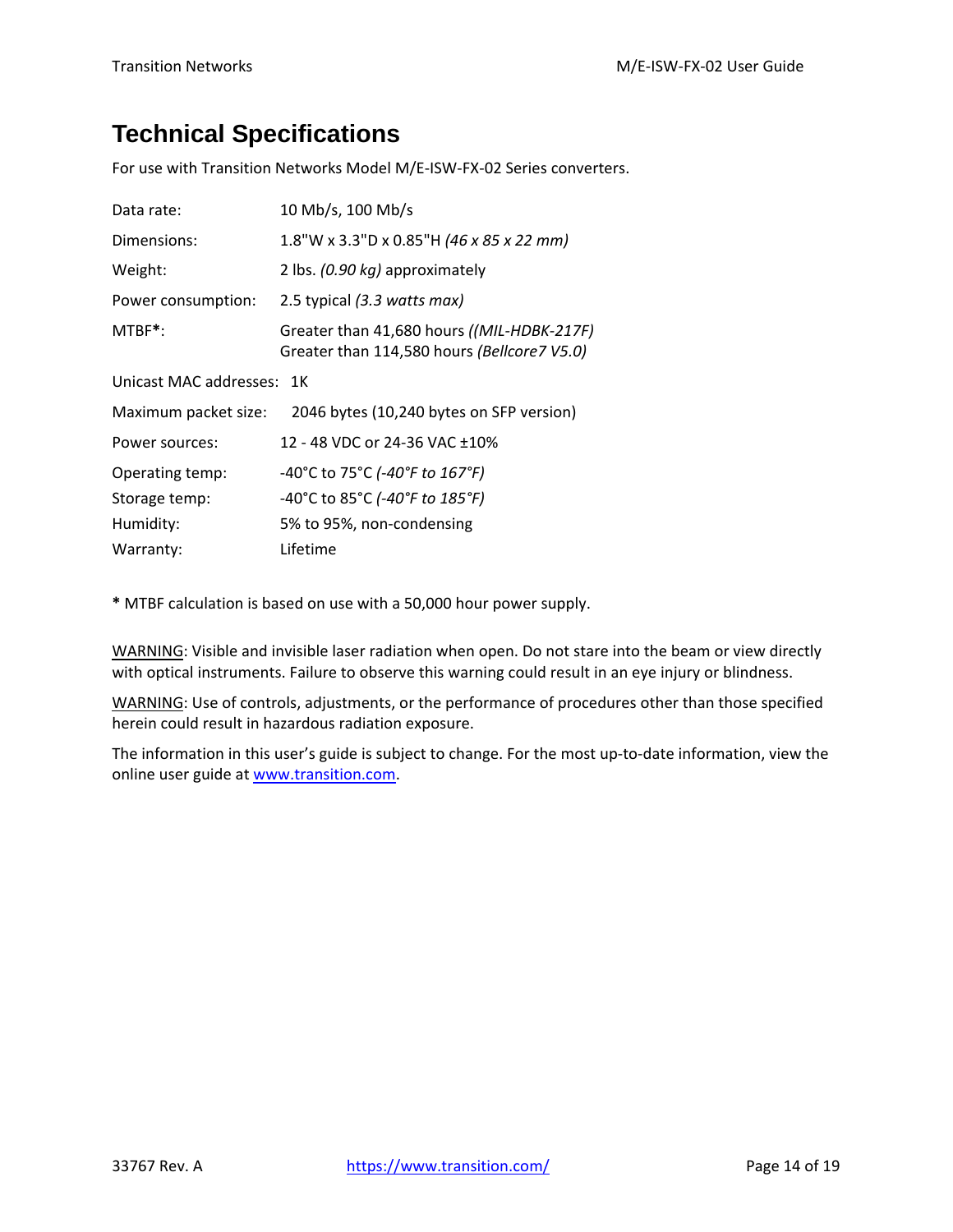# Technical Specifications

For use with Transition Networks Model M/E-ISW-FX-02 Series converters.

| | |
|---|---|
| Data rate: | 10 Mb/s, 100 Mb/s |
| Dimensions: | 1.8"W x 3.3"D x 0.85"H *(46 x 85 x 22 mm)* |
| Weight: | 2 lbs. *(0.90 kg)* approximately |
| Power consumption: | 2.5 typical *(3.3 watts max)* |
| MTBF**\***: | Greater than 41,680 hours *((MIL-HDBK-217F)*<br>Greater than 114,580 hours *(Bellcore7 V5.0)* |
| Unicast MAC addresses: | 1K |
| Maximum packet size: | 2046 bytes (10,240 bytes on SFP version) |
| Power sources: | 12 - 48 VDC or 24-36 VAC ±10% |
| Operating temp: | -40°C to 75°C *(-40°F to 167°F)* |
| Storage temp: | -40°C to 85°C *(-40°F to 185°F)* |
| Humidity: | 5% to 95%, non-condensing |
| Warranty: | Lifetime |

**\*** MTBF calculation is based on use with a 50,000 hour power supply.

<u>WARNING</u>: Visible and invisible laser radiation when open. Do not stare into the beam or view directly with optical instruments. Failure to observe this warning could result in an eye injury or blindness.

<u>WARNING</u>: Use of controls, adjustments, or the performance of procedures other than those specified herein could result in hazardous radiation exposure.

The information in this user's guide is subject to change. For the most up-to-date information, view the online user guide at [www.transition.com](www.transition.com).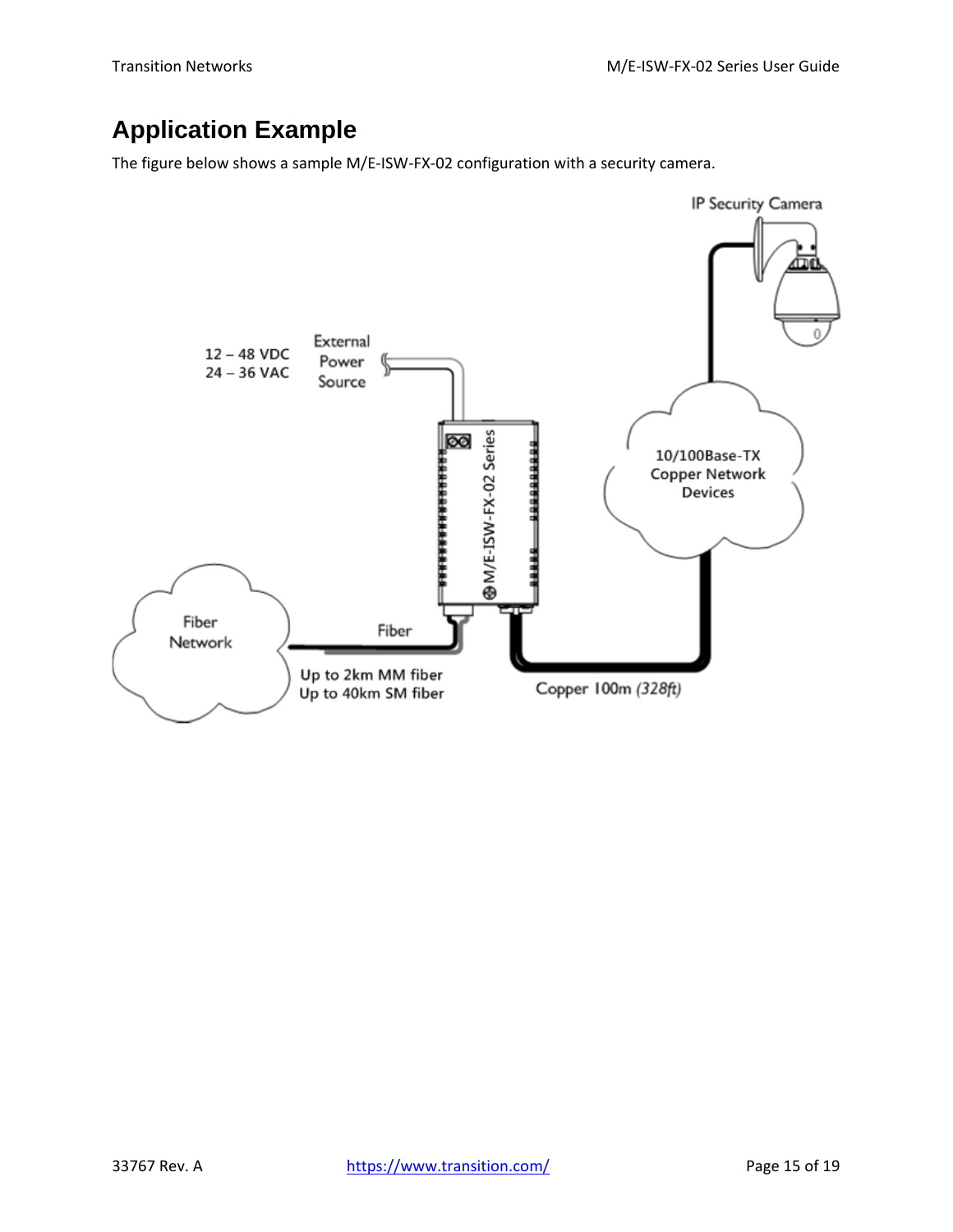## Application Example

The figure below shows a sample M/E-ISW-FX-02 configuration with a security camera.

IP Security Camera

12 – 48 VDC
24 – 36 VAC

External
Power
Source

M/E-ISW-FX-02 Series

10/100Base-TX
Copper Network
Devices

Fiber
Network

Fiber

Up to 2km MM fiber
Up to 40km SM fiber

Copper 100m *(328ft)*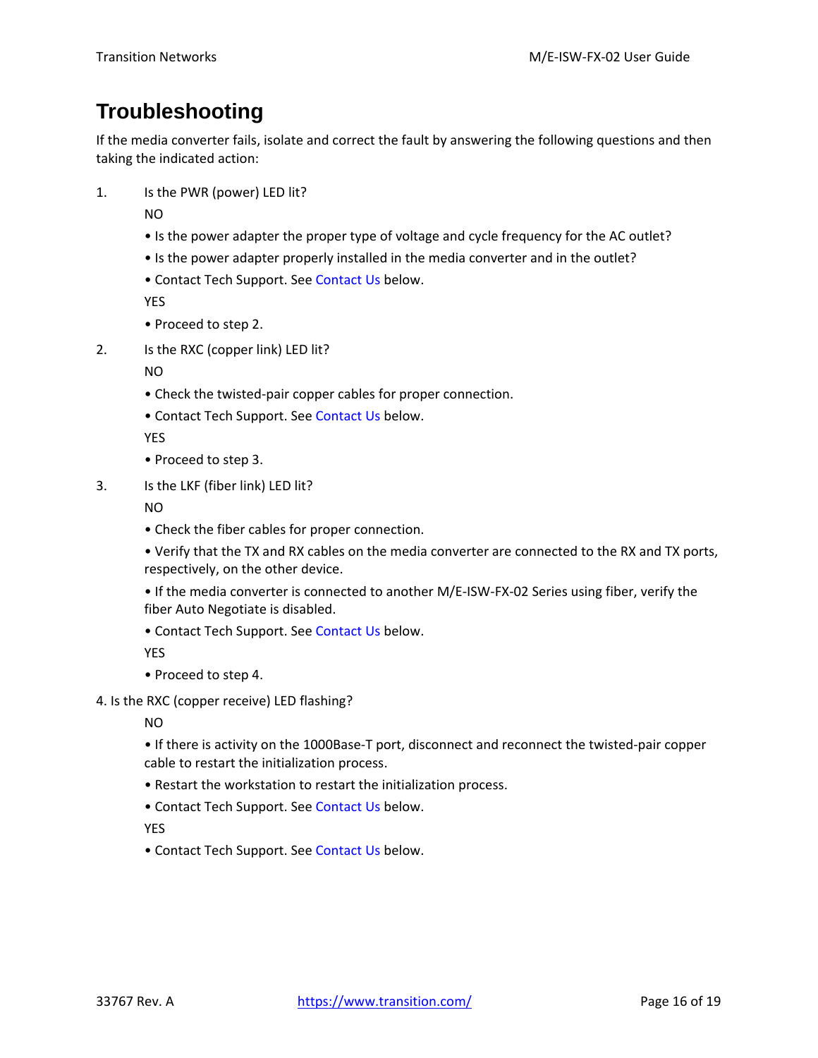# Troubleshooting

If the media converter fails, isolate and correct the fault by answering the following questions and then taking the indicated action:

1. Is the PWR (power) LED lit?

   NO

   • Is the power adapter the proper type of voltage and cycle frequency for the AC outlet?

   • Is the power adapter properly installed in the media converter and in the outlet?

   • Contact Tech Support. See Contact Us below.

   YES

   • Proceed to step 2.

2. Is the RXC (copper link) LED lit?

   NO

   • Check the twisted-pair copper cables for proper connection.

   • Contact Tech Support. See Contact Us below.

   YES

   • Proceed to step 3.

3. Is the LKF (fiber link) LED lit?

   NO

   • Check the fiber cables for proper connection.

   • Verify that the TX and RX cables on the media converter are connected to the RX and TX ports, respectively, on the other device.

   • If the media converter is connected to another M/E-ISW-FX-02 Series using fiber, verify the fiber Auto Negotiate is disabled.

   • Contact Tech Support. See Contact Us below.

   YES

   • Proceed to step 4.

4. Is the RXC (copper receive) LED flashing?

   NO

   • If there is activity on the 1000Base-T port, disconnect and reconnect the twisted-pair copper cable to restart the initialization process.

   • Restart the workstation to restart the initialization process.

   • Contact Tech Support. See Contact Us below.

   YES

   • Contact Tech Support. See Contact Us below.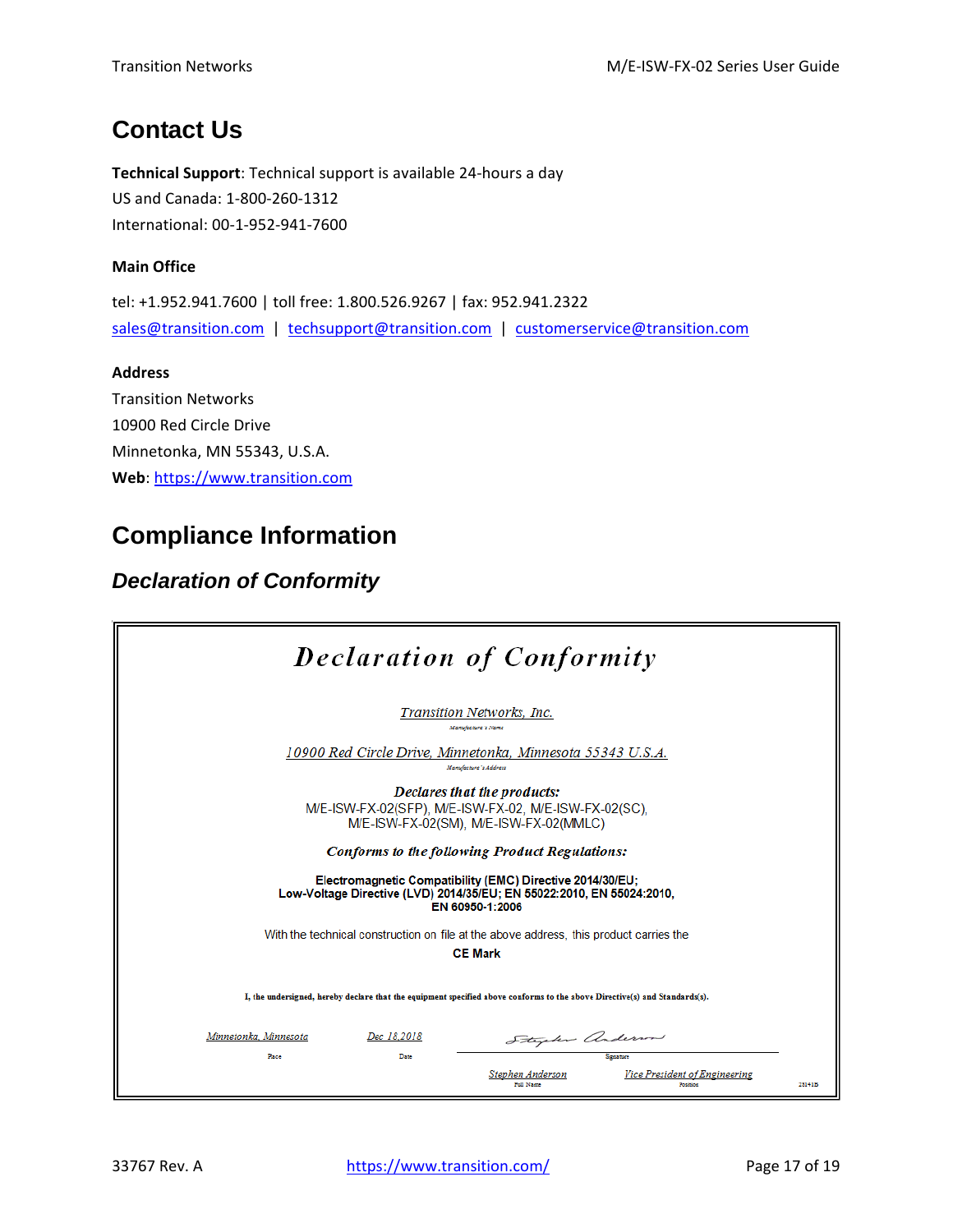# Contact Us

**Technical Support**: Technical support is available 24-hours a day
US and Canada: 1-800-260-1312
International: 00-1-952-941-7600

### Main Office

tel: +1.952.941.7600 | toll free: 1.800.526.9267 | fax: 952.941.2322
sales@transition.com | techsupport@transition.com | customerservice@transition.com

### Address

Transition Networks
10900 Red Circle Drive
Minnetonka, MN 55343, U.S.A.
**Web**: https://www.transition.com

# Compliance Information

## *Declaration of Conformity*

**Declaration of Conformity**

*Transition Networks, Inc.*
Manufacturer's Name

*10900 Red Circle Drive, Minnetonka, Minnesota 55343 U.S.A.*
Manufacturer's Address

***Declares that the products:***
M/E-ISW-FX-02(SFP), M/E-ISW-FX-02, M/E-ISW-FX-02(SC), M/E-ISW-FX-02(SM), M/E-ISW-FX-02(MMLC)

***Conforms to the following Product Regulations:***

**Electromagnetic Compatibility (EMC) Directive 2014/30/EU; Low-Voltage Directive (LVD) 2014/35/EU; EN 55022:2010, EN 55024:2010, EN 60950-1:2006**

With the technical construction on file at the above address, this product carries the

**CE Mark**

**I, the undersigned, hereby declare that the equipment specified above conforms to the above Directive(s) and Standard(s).**

| | | |
|---|---|---|
| *Minnetonka, Minnesota* | *Dec 18,2018* | Stephen Anderson |
| Place | Date | Signature |

*Stephen Anderson* — Full Name
*Vice President of Engineering* — Position

28141B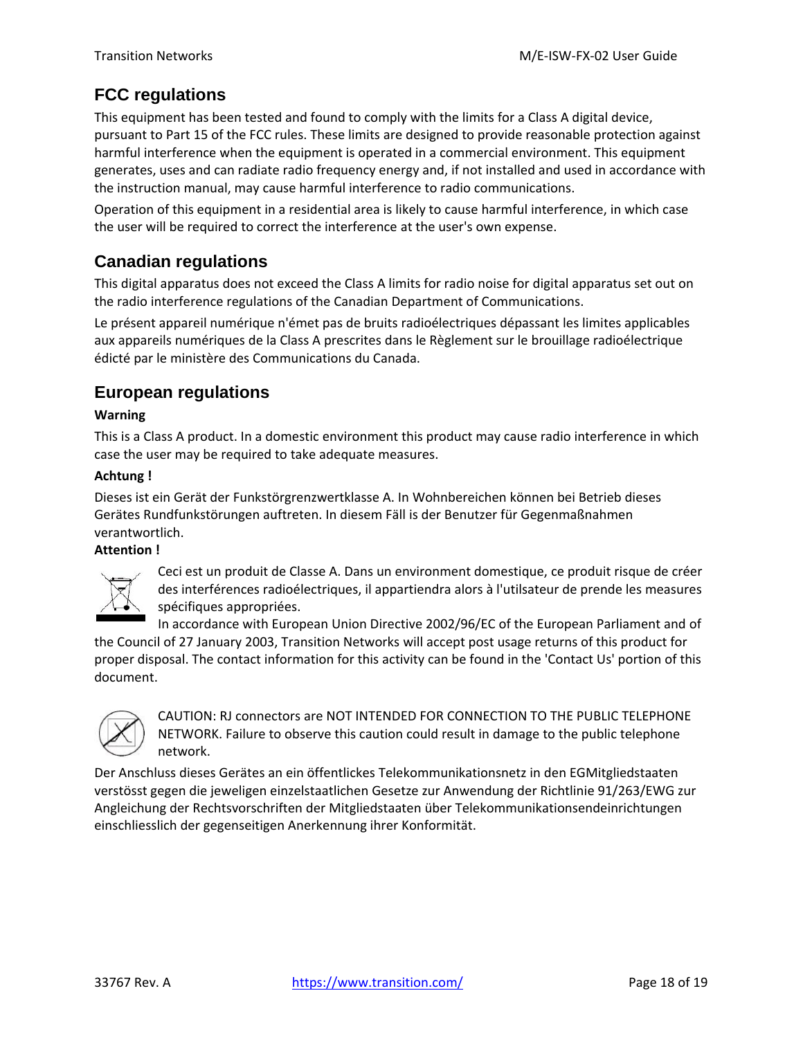## FCC regulations

This equipment has been tested and found to comply with the limits for a Class A digital device, pursuant to Part 15 of the FCC rules. These limits are designed to provide reasonable protection against harmful interference when the equipment is operated in a commercial environment. This equipment generates, uses and can radiate radio frequency energy and, if not installed and used in accordance with the instruction manual, may cause harmful interference to radio communications.

Operation of this equipment in a residential area is likely to cause harmful interference, in which case the user will be required to correct the interference at the user's own expense.

## Canadian regulations

This digital apparatus does not exceed the Class A limits for radio noise for digital apparatus set out on the radio interference regulations of the Canadian Department of Communications.

Le présent appareil numérique n'émet pas de bruits radioélectriques dépassant les limites applicables aux appareils numériques de la Class A prescrites dans le Règlement sur le brouillage radioélectrique édicté par le ministère des Communications du Canada.

## European regulations

**Warning**

This is a Class A product. In a domestic environment this product may cause radio interference in which case the user may be required to take adequate measures.

**Achtung !**

Dieses ist ein Gerät der Funkstörgrenzwertklasse A. In Wohnbereichen können bei Betrieb dieses Gerätes Rundfunkstörungen auftreten. In diesem Fäll is der Benutzer für Gegenmaßnahmen verantwortlich.

**Attention !**

Ceci est un produit de Classe A. Dans un environment domestique, ce produit risque de créer des interférences radioélectriques, il appartiendra alors à l'utilsateur de prende les measures spécifiques appropriées.

In accordance with European Union Directive 2002/96/EC of the European Parliament and of the Council of 27 January 2003, Transition Networks will accept post usage returns of this product for proper disposal. The contact information for this activity can be found in the 'Contact Us' portion of this document.

CAUTION: RJ connectors are NOT INTENDED FOR CONNECTION TO THE PUBLIC TELEPHONE NETWORK. Failure to observe this caution could result in damage to the public telephone network.

Der Anschluss dieses Gerätes an ein öffentlickes Telekommunikationsnetz in den EGMitgliedstaaten verstösst gegen die jeweligen einzelstaatlichen Gesetze zur Anwendung der Richtlinie 91/263/EWG zur Angleichung der Rechtsvorschriften der Mitgliedstaaten über Telekommunikationsendeinrichtungen einschliesslich der gegenseitigen Anerkennung ihrer Konformität.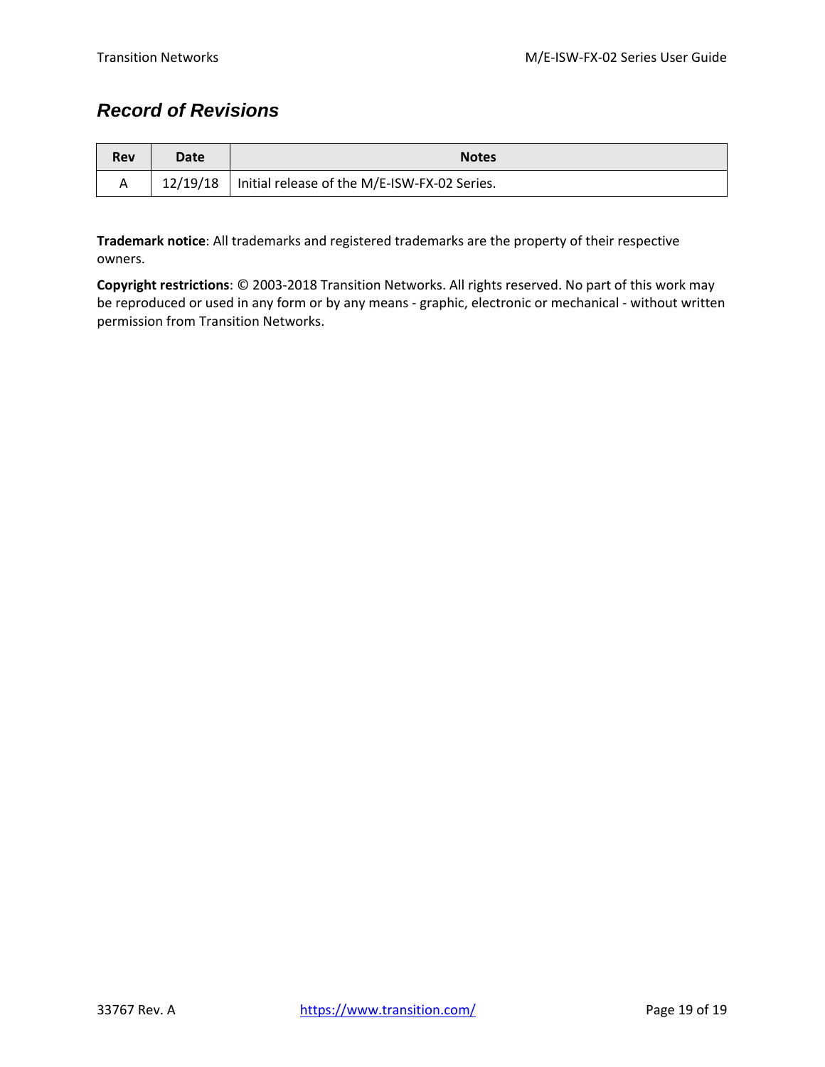## *Record of Revisions*

| Rev | Date | Notes |
|---|---|---|
| A | 12/19/18 | Initial release of the M/E-ISW-FX-02 Series. |

**Trademark notice**: All trademarks and registered trademarks are the property of their respective owners.

**Copyright restrictions**: © 2003-2018 Transition Networks. All rights reserved. No part of this work may be reproduced or used in any form or by any means - graphic, electronic or mechanical - without written permission from Transition Networks.